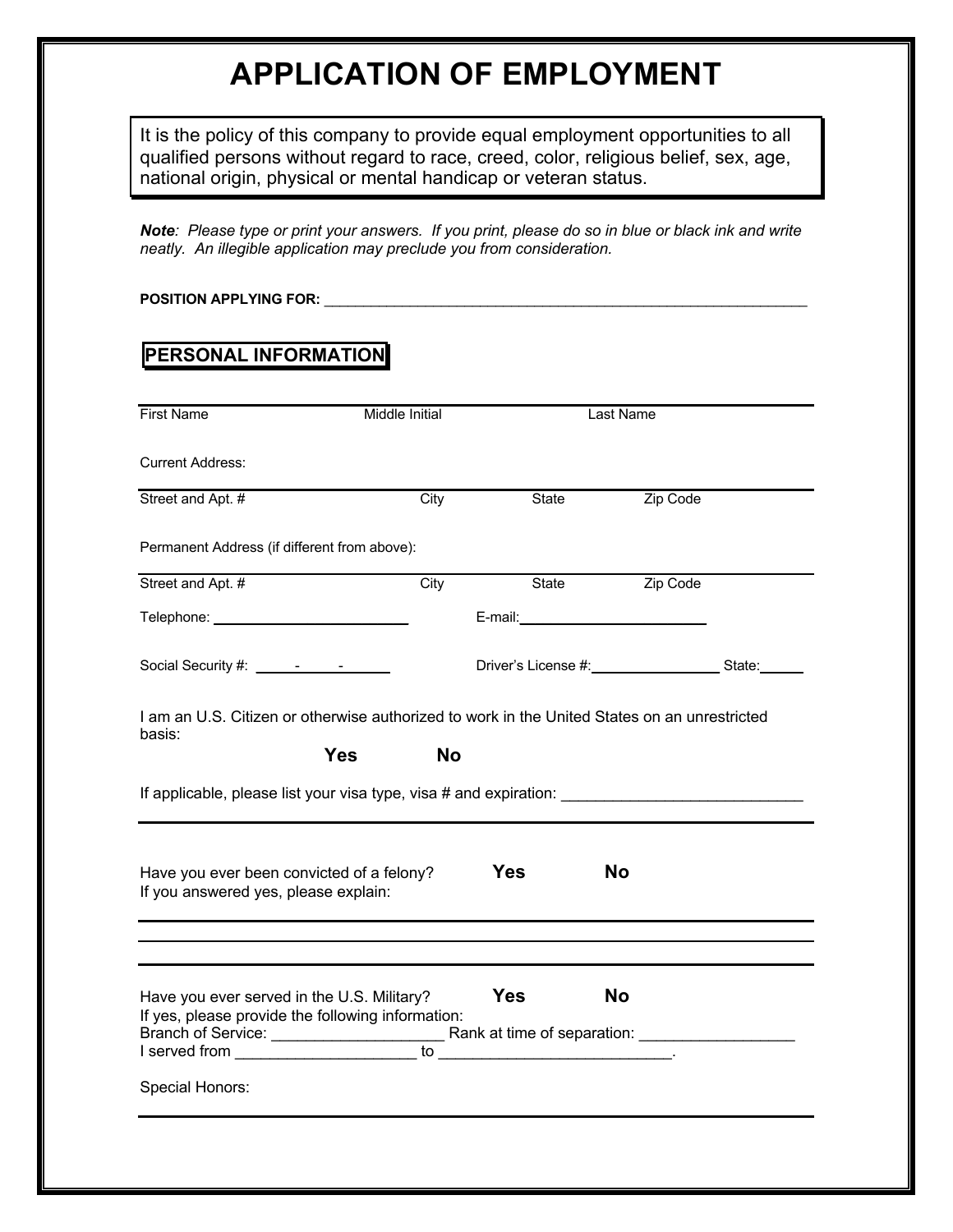# APPLICATION OF EMPLOYMENT

It is the policy of this company to provide equal employment opportunities to all qualified persons without regard to race, creed, color, religious belief, sex, age, national origin, physical or mental handicap or veteran status.

***Note**: Please type or print your answers. If you print, please do so in blue or black ink and write neatly. An illegible application may preclude you from consideration.*

**POSITION APPLYING FOR:** ____________________________________________________________

## PERSONAL INFORMATION

First Name    Middle Initial    Last Name

Current Address:

Street and Apt. #    City    State    Zip Code

Permanent Address (if different from above):

Street and Apt. #    City    State    Zip Code

Telephone: ________________________    E-mail: ________________________

Social Security #: _____-_____-_____    Driver's License #: ________________ State: ______

I am an U.S. Citizen or otherwise authorized to work in the United States on an unrestricted basis:

**Yes**    **No**

If applicable, please list your visa type, visa # and expiration: ____________________________

Have you ever been convicted of a felony?    **Yes**    **No**

If you answered yes, please explain:

Have you ever served in the U.S. Military?    **Yes**    **No**

If yes, please provide the following information:

Branch of Service: ____________________ Rank at time of separation: __________________

I served from _____________________ to ___________________________.

Special Honors: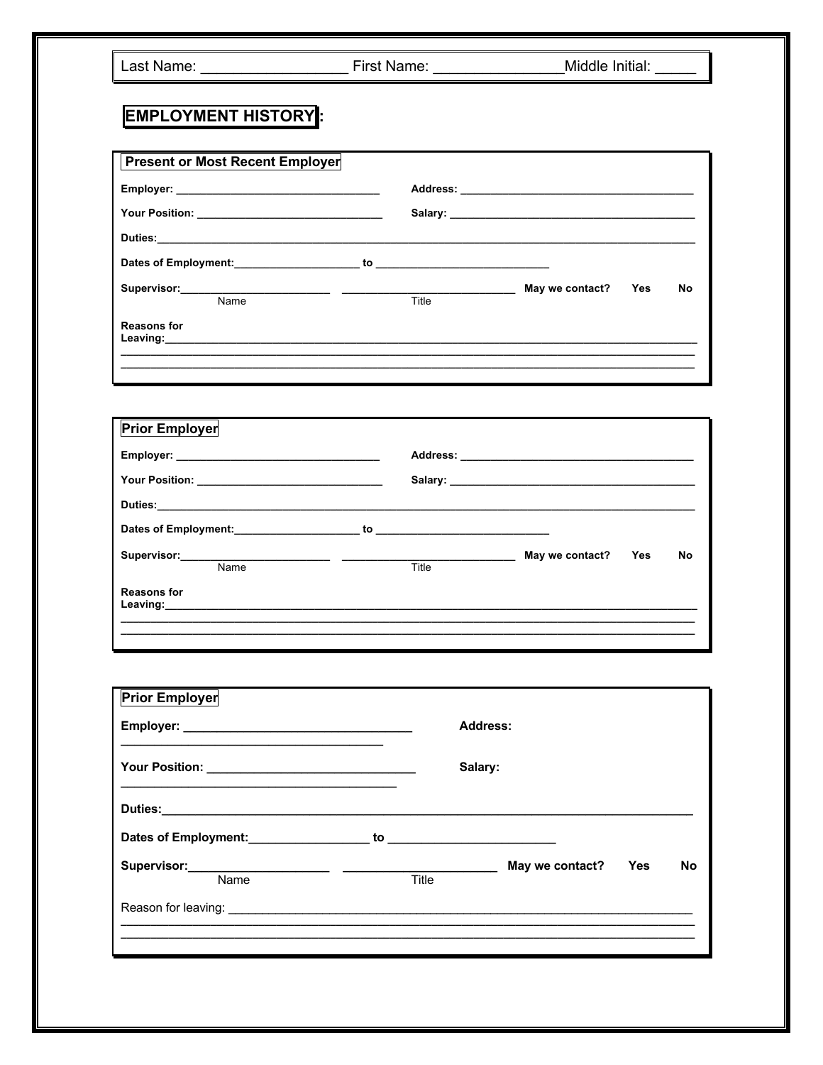Last Name: __________________ First Name: ________________Middle Initial: _____

## EMPLOYMENT HISTORY:

### Present or Most Recent Employer

**Employer:** ________________________________ **Address:** ______________________________________

**Your Position:** ______________________________ **Salary:** _________________________________________

**Duties:**_____________________________________________________________________________________

**Dates of Employment:**____________________ **to** ____________________________

**Supervisor:**________________________ ____________________________ **May we contact? Yes No**

Name Title

**Reasons for Leaving:**_________________________________________________________________________

_____________________________________________________________________________________________

_____________________________________________________________________________________________

### Prior Employer

**Employer:** ________________________________ **Address:** ______________________________________

**Your Position:** ______________________________ **Salary:** _________________________________________

**Duties:**_____________________________________________________________________________________

**Dates of Employment:**____________________ **to** ____________________________

**Supervisor:**________________________ ____________________________ **May we contact? Yes No**

Name Title

**Reasons for Leaving:**_________________________________________________________________________

_____________________________________________________________________________________________

_____________________________________________________________________________________________

### Prior Employer

**Employer:** ________________________________ **Address:**

_____________________________________

**Your Position:** ______________________________ **Salary:**

_______________________________________

**Duties:**_____________________________________________________________________________

**Dates of Employment:**_________________ **to** ________________________

**Supervisor:**_____________________ ______________________ **May we contact? Yes No**

Name Title

Reason for leaving: ___________________________________________________________________________

_____________________________________________________________________________________________

_____________________________________________________________________________________________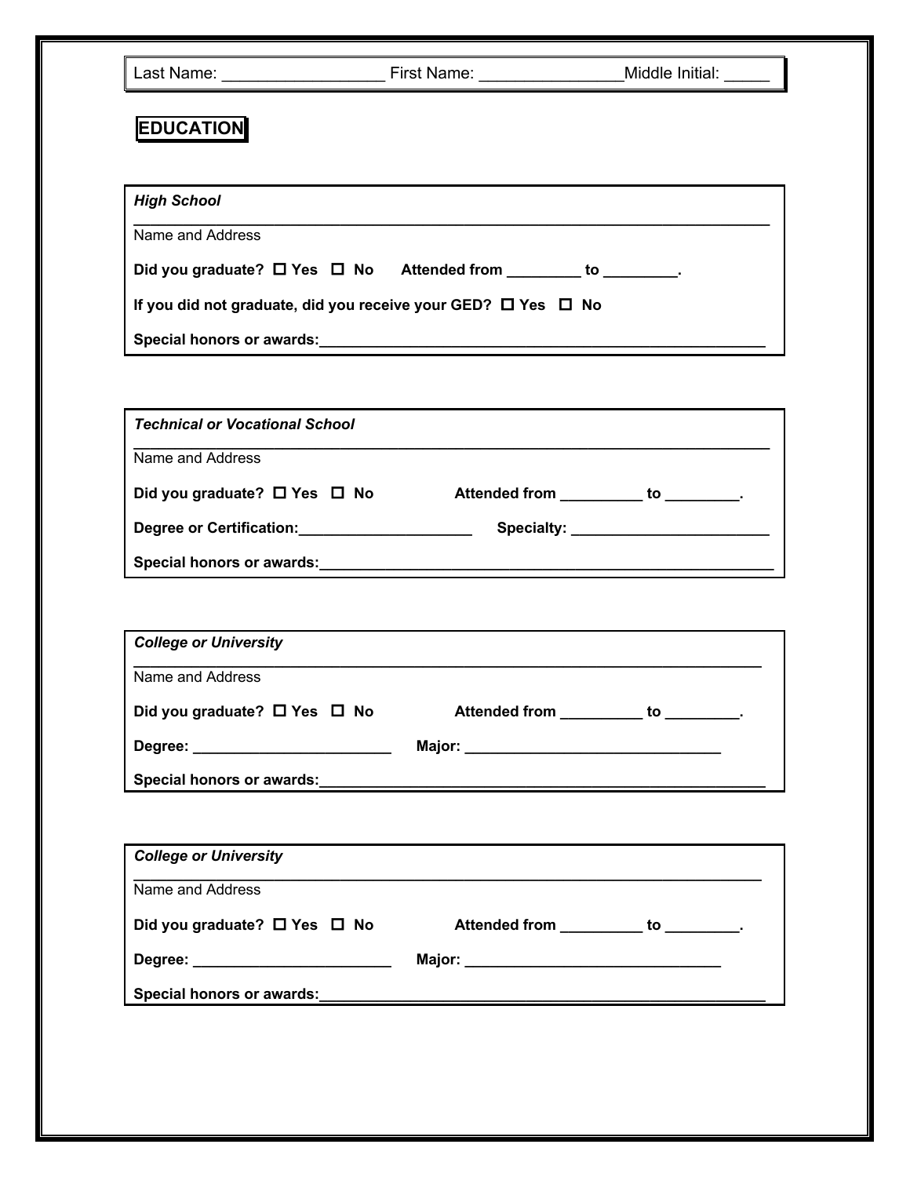Last Name: __________________ First Name: ________________Middle Initial: _____

## EDUCATION

***High School***

______________________________________________________________________
Name and Address

**Did you graduate? ☐ Yes ☐ No Attended from _________ to _________.**

**If you did not graduate, did you receive your GED? ☐ Yes ☐ No**

**Special honors or awards:_______________________________________________________**

***Technical or Vocational School***

______________________________________________________________________
Name and Address

**Did you graduate? ☐ Yes ☐ No Attended from __________ to _________.**

**Degree or Certification:_____________________ Specialty: ________________________**

**Special honors or awards:________________________________________________________**

***College or University***

______________________________________________________________________
Name and Address

**Did you graduate? ☐ Yes ☐ No Attended from __________ to _________.**

**Degree: ________________________ Major: _______________________________**

**Special honors or awards:_______________________________________________________**

***College or University***

______________________________________________________________________
Name and Address

**Did you graduate? ☐ Yes ☐ No Attended from __________ to _________.**

**Degree: ________________________ Major: _______________________________**

**Special honors or awards:_______________________________________________________**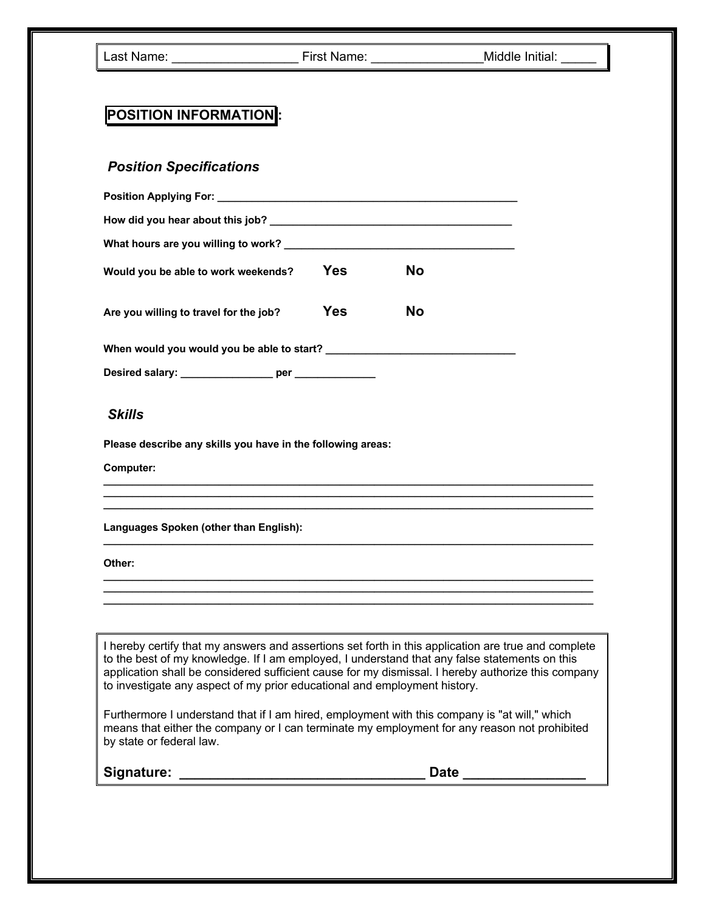Last Name: __________________ First Name: ________________Middle Initial: _____

## POSITION INFORMATION:

### *Position Specifications*

**Position Applying For: ____________________________________________________**

**How did you hear about this job? __________________________________________**

**What hours are you willing to work? ________________________________________**

**Would you be able to work weekends?** **Yes** **No**

**Are you willing to travel for the job?** **Yes** **No**

**When would you would you be able to start? _________________________________**

**Desired salary: ________________ per ______________**

### *Skills*

**Please describe any skills you have in the following areas:**

**Computer:**

________________________________________________________________________________
________________________________________________________________________________
________________________________________________________________________________

**Languages Spoken (other than English):**

________________________________________________________________________________

**Other:**

________________________________________________________________________________
________________________________________________________________________________
________________________________________________________________________________

I hereby certify that my answers and assertions set forth in this application are true and complete to the best of my knowledge. If I am employed, I understand that any false statements on this application shall be considered sufficient cause for my dismissal. I hereby authorize this company to investigate any aspect of my prior educational and employment history.

Furthermore I understand that if I am hired, employment with this company is "at will," which means that either the company or I can terminate my employment for any reason not prohibited by state or federal law.

**Signature: ________________________________ Date ________________**